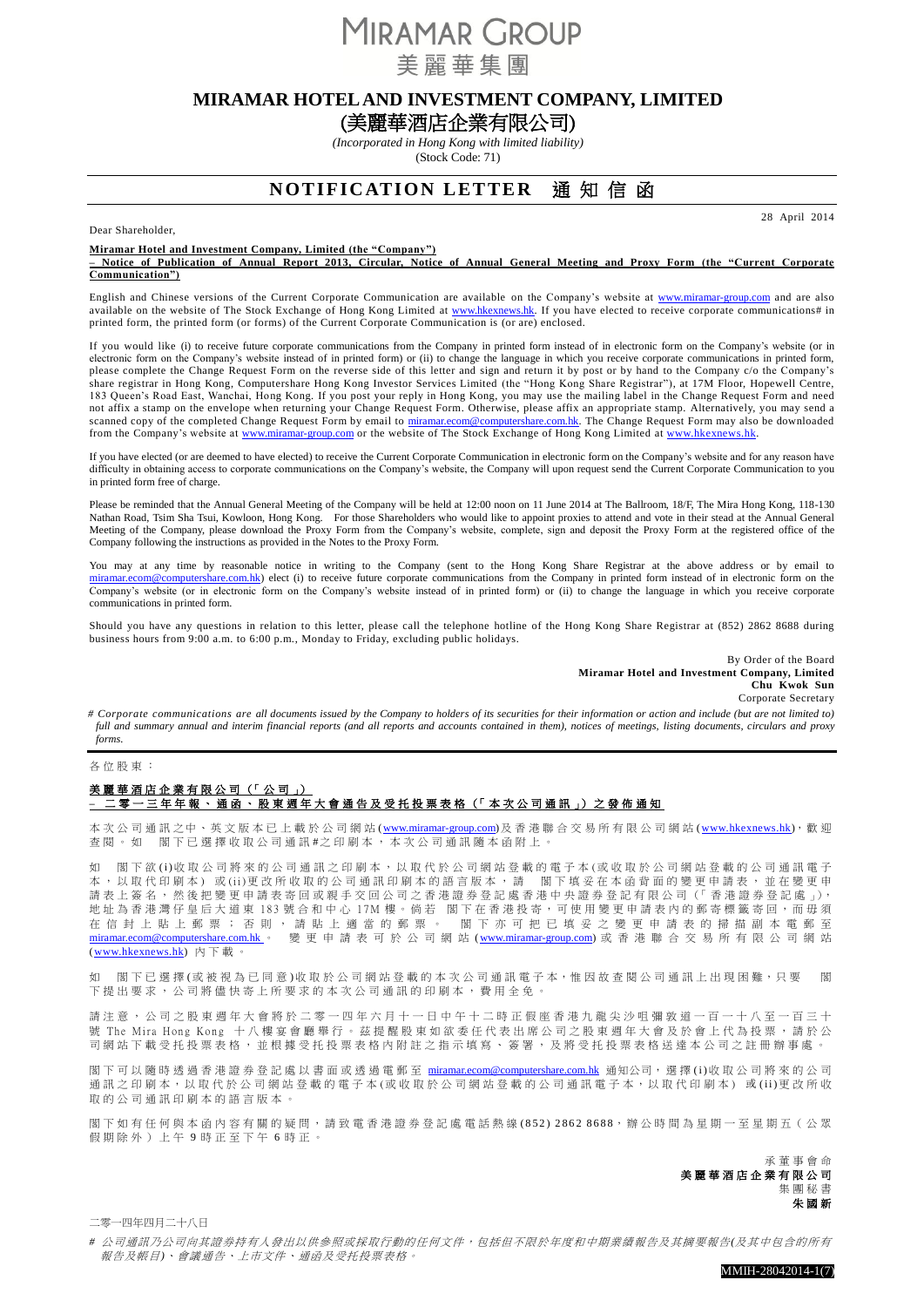# MIRAMAR GROUP
# 美麗華集團

## MIRAMAR HOTEL AND INVESTMENT COMPANY, LIMITED
## (美麗華酒店企業有限公司)

*(Incorporated in Hong Kong with limited liability)*
(Stock Code: 71)

## NOTIFICATION LETTER 通知信函

28 April 2014

Dear Shareholder,

**Miramar Hotel and Investment Company, Limited (the "Company")**
**– Notice of Publication of Annual Report 2013, Circular, Notice of Annual General Meeting and Proxy Form (the "Current Corporate Communication")**

English and Chinese versions of the Current Corporate Communication are available on the Company's website at www.miramar-group.com and are also available on the website of The Stock Exchange of Hong Kong Limited at www.hkexnews.hk. If you have elected to receive corporate communications# in printed form, the printed form (or forms) of the Current Corporate Communication is (or are) enclosed.

If you would like (i) to receive future corporate communications from the Company in printed form instead of in electronic form on the Company's website (or in electronic form on the Company's website instead of in printed form) or (ii) to change the language in which you receive corporate communications in printed form, please complete the Change Request Form on the reverse side of this letter and sign and return it by post or by hand to the Company c/o the Company's share registrar in Hong Kong, Computershare Hong Kong Investor Services Limited (the "Hong Kong Share Registrar"), at 17M Floor, Hopewell Centre, 183 Queen's Road East, Wanchai, Hong Kong. If you post your reply in Hong Kong, you may use the mailing label in the Change Request Form and need not affix a stamp on the envelope when returning your Change Request Form. Otherwise, please affix an appropriate stamp. Alternatively, you may send a scanned copy of the completed Change Request Form by email to miramar.ecom@computershare.com.hk. The Change Request Form may also be downloaded from the Company's website at www.miramar-group.com or the website of The Stock Exchange of Hong Kong Limited at www.hkexnews.hk.

If you have elected (or are deemed to have elected) to receive the Current Corporate Communication in electronic form on the Company's website and for any reason have difficulty in obtaining access to corporate communications on the Company's website, the Company will upon request send the Current Corporate Communication to you in printed form free of charge.

Please be reminded that the Annual General Meeting of the Company will be held at 12:00 noon on 11 June 2014 at The Ballroom, 18/F, The Mira Hong Kong, 118-130 Nathan Road, Tsim Sha Tsui, Kowloon, Hong Kong. For those Shareholders who would like to appoint proxies to attend and vote in their stead at the Annual General Meeting of the Company, please download the Proxy Form from the Company's website, complete, sign and deposit the Proxy Form at the registered office of the Company following the instructions as provided in the Notes to the Proxy Form.

You may at any time by reasonable notice in writing to the Company (sent to the Hong Kong Share Registrar at the above address or by email to miramar.ecom@computershare.com.hk) elect (i) to receive future corporate communications from the Company in printed form instead of in electronic form on the Company's website (or in electronic form on the Company's website instead of in printed form) or (ii) to change the language in which you receive corporate communications in printed form.

Should you have any questions in relation to this letter, please call the telephone hotline of the Hong Kong Share Registrar at (852) 2862 8688 during business hours from 9:00 a.m. to 6:00 p.m., Monday to Friday, excluding public holidays.

By Order of the Board
**Miramar Hotel and Investment Company, Limited**
**Chu Kwok Sun**
Corporate Secretary

*# Corporate communications are all documents issued by the Company to holders of its securities for their information or action and include (but are not limited to) full and summary annual and interim financial reports (and all reports and accounts contained in them), notices of meetings, listing documents, circulars and proxy forms.*

---

各位股東：

**美麗華酒店企業有限公司（「公司」）**
**－ 二零一三年年報、通函、股東週年大會通告及受托投票表格（「本次公司通訊」）之發佈通知**

本次公司通訊之中、英文版本已上載於公司網站(www.miramar-group.com)及香港聯合交易所有限公司網站(www.hkexnews.hk)，歡迎查閱。如 閣下已選擇收取公司通訊#之印刷本，本次公司通訊隨本函附上。

如 閣下欲(i)收取公司將來的公司通訊之印刷本，以取代於公司網站登載的電子本(或收取於公司網站登載的公司通訊電子本，以取代印刷本) 或(ii)更改所收取的公司通訊印刷本的語言版本，請 閣下填妥在本函背面的變更申請表，並在變更申請表上簽名，然後把變更申請表寄回或親手交回公司之香港證券登記處香港中央證券登記有限公司（「香港證券登記處」），地址為香港灣仔皇后大道東183號合和中心17M樓。倘若 閣下在香港投寄，可使用變更申請表內的郵寄標籤寄回，而毋須在信封上貼上郵票；否則，請貼上適當的郵票。 閣下亦可把已填妥之變更申請表的掃描副本電郵至miramar.ecom@computershare.com.hk。 變更申請表可於公司網站(www.miramar-group.com)或香港聯合交易所有限公司網站(www.hkexnews.hk)內下載。

如 閣下已選擇(或被視為已同意)收取於公司網站登載的本次公司通訊電子本，惟因故查閱公司通訊上出現困難，只要 閣下提出要求，公司將儘快寄上所要求的本次公司通訊的印刷本，費用全免。

請注意，公司之股東週年大會將於二零一四年六月十一日中午十二時正假座香港九龍尖沙咀彌敦道一百一十八至一百三十號 The Mira Hong Kong 十八樓宴會廳舉行。茲提醒股東如欲委任代表出席公司之股東週年大會及於會上代為投票，請於公司網站下載受托投票表格，並根據受托投票表格內附註之指示填寫、簽署，及將受托投票表格送達本公司之註冊辦事處。

閣下可以隨時透過香港證券登記處以書面或透過電郵至 miramar.ecom@computershare.com.hk 通知公司，選擇(i)收取公司將來的公司通訊之印刷本，以取代於公司網站登載的電子本(或收取於公司網站登載的公司通訊電子本，以取代印刷本) 或(ii)更改所收取的公司通訊印刷本的語言版本。

閣下如有任何與本函內容有關的疑問，請致電香港證券登記處電話熱線(852) 2862 8688，辦公時間為星期一至星期五（公眾假期除外）上午9時正至下午6時正。

承董事會命
**美麗華酒店企業有限公司**
集團秘書
**朱國新**

二零一四年四月二十八日

*# 公司通訊乃公司向其證券持有人發出以供參照或採取行動的任何文件，包括但不限於年度和中期業績報告及其摘要報告(及其中包含的所有報告及帳目)、會議通告、上市文件、通函及受托投票表格。*

MMIH-28042014-1(7)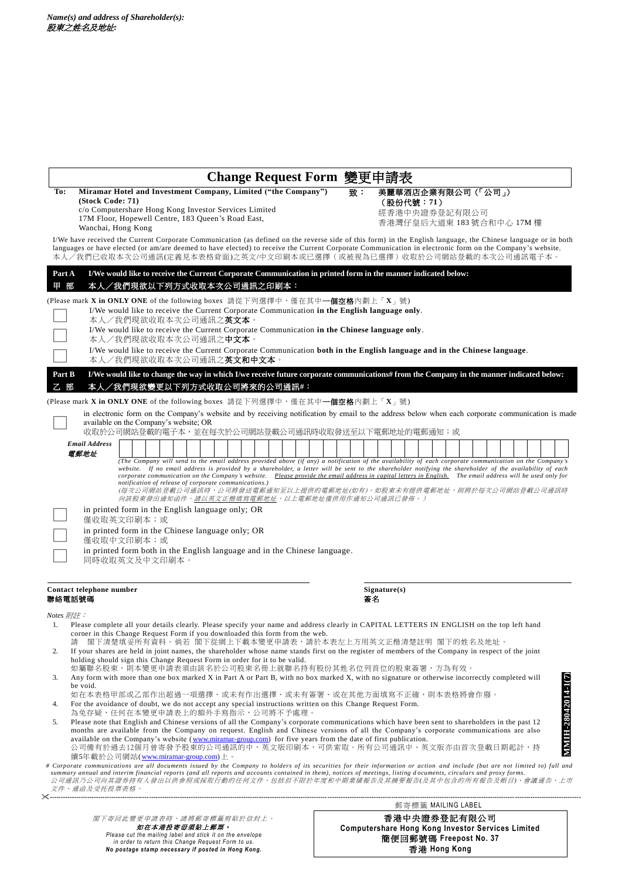*Name(s) and address of Shareholder(s):*
*股東之姓名及地址:*

# Change Request Form 變更申請表

**To:** **Miramar Hotel and Investment Company, Limited ("the Company")**
**(Stock Code: 71)**
c/o Computershare Hong Kong Investor Services Limited
17M Floor, Hopewell Centre, 183 Queen's Road East,
Wanchai, Hong Kong

**致：** **美麗華酒店企業有限公司（「公司」）**
**（股份代號：71）**
經香港中央證券登記有限公司
香港灣仔皇后大道東 183 號合和中心 17M 樓

I/We have received the Current Corporate Communication (as defined on the reverse side of this form) in the English language, the Chinese language or in both languages or have elected (or am/are deemed to have elected) to receive the Current Corporate Communication in electronic form on the Company's website.
本人／我們已收取本次公司通訊(定義見本表格背面)之英文/中文印刷本或已選擇（或被視為已選擇）收取於公司網站登載的本次公司通訊電子本。

## Part A I/We would like to receive the Current Corporate Communication in printed form in the manner indicated below:
## 甲 部 本人／我們現欲以下列方式收取本次公司通訊之印刷本：

(Please mark **X in ONLY ONE** of the following boxes 請從下列選擇中，僅在其中**一個空格**內劃上「**X**」號)

☐ I/We would like to receive the Current Corporate Communication **in the English language only**.
本人／我們現欲收取本次公司通訊之**英文本**。

☐ I/We would like to receive the Current Corporate Communication **in the Chinese language only**.
本人／我們現欲收取本次公司通訊之**中文本**。

☐ I/We would like to receive the Current Corporate Communication **both in the English language and in the Chinese language**.
本人／我們現欲收取本次公司通訊之**英文和中文本**。

## Part B I/We would like to change the way in which I/we receive future corporate communications# from the Company in the manner indicated below:
## 乙 部 本人／我們現欲變更以下列方式收取公司將來的公司通訊#：

(Please mark **X in ONLY ONE** of the following boxes 請從下列選擇中，僅在其中**一個空格**內劃上「**X**」號)

☐ in electronic form on the Company's website and by receiving notification by email to the address below when each corporate communication is made available on the Company's website; OR
收取於公司網站登載的電子本，並在每次於公司網站登載公司通訊時收取發送至以下電郵地址的電郵通知；或

***Email Address***
***電郵地址*** ______________________________

*(The Company will send to the email address provided above (if any) a notification of the availability of each corporate communication on the Company's website. If no email address is provided by a shareholder, a letter will be sent to the shareholder notifying the shareholder of the availability of each corporate communication on the Company's website. <u>Please provide the email address in capital letters in English.</u> The email address will be used only for notification of release of corporate communications.)*
*(每次公司網站登載公司通訊時，公司將發送電郵通知至以上提供的電郵地址(如有)。如股東未有提供電郵地址，則將於每次公司網站登載公司通訊時向該股東發出通知函件。<u>請以英文正楷填寫電郵地址</u>，以上電郵地址僅供用作通知公司通訊已發佈。)*

☐ in printed form in the English language only; OR
僅收取英文印刷本；或

☐ in printed form in the Chinese language only; OR
僅收取中文印刷本；或

☐ in printed form both in the English language and in the Chinese language.
同時收取英文及中文印刷本。

**Contact telephone number** ______________________
**聯絡電話號碼**

**Signature(s)** ______________________
**簽名**

*Notes 附註：*

1. Please complete all your details clearly. Please specify your name and address clearly in CAPITAL LETTERS IN ENGLISH on the top left hand corner in this Change Request Form if you downloaded this form from the web.
請 閣下清楚填妥所有資料。倘若 閣下從網上下載本變更申請表，請於本表左上方用英文正楷清楚註明 閣下的姓名及地址。
2. If your shares are held in joint names, the shareholder whose name stands first on the register of members of the Company in respect of the joint holding should sign this Change Request Form in order for it to be valid.
如屬聯名股東，則本變更申請表須由該名於公司股東名冊上就聯名持有股份其姓名位列首位的股東簽署，方為有效。
3. Any form with more than one box marked X in Part A or Part B, with no box marked X, with no signature or otherwise incorrectly completed will be void.
如在本表格甲部或乙部作出超過一項選擇、或未有作出選擇、或未有簽署、或在其他方面填寫不正確，則本表格將會作廢。
4. For the avoidance of doubt, we do not accept any special instructions written on this Change Request Form.
為免存疑，任何在本變更申請表上的額外手寫指示，公司將不予處理。
5. Please note that English and Chinese versions of all the Company's corporate communications which have been sent to shareholders in the past 12 months are available from the Company on request. English and Chinese versions of all the Company's corporate communications are also available on the Company's website (www.miramar-group.com) for five years from the date of first publication.
公司備有於過去12個月曾寄發予股東的公司通訊的中、英文版印刷本，可供索取。所有公司通訊中、英文版亦由首次登載日期起計，持續5年載於公司網站(www.miramar-group.com)上。

*# Corporate communications are all documents issued by the Company to holders of its securities for their information or action and include (but are not limited to) full and summary annual and interim financial reports (and all reports and accounts contained in them), notices of meetings, listing documents, circulars and proxy forms.*
*公司通訊乃公司向其證券持有人發出以供參照或採取行動的任何文件，包括但不限於年度和中期業績報告及其摘要報告(及其中包含的所有報告及帳目)、會議通告、上市文件、通函及受托投票表格。*

MMIH-28042014-1(7)

---

*閣下寄回此變更申請表時，請將郵寄標籤剪貼於信封上。*
***如在本港投寄毋須貼上郵票。***
*Please cut the mailing label and stick it on the envelope in order to return this Change Request Form to us.*
***No postage stamp necessary if posted in Hong Kong.***

郵寄標籤 MAILING LABEL

**香港中央證券登記有限公司**
**Computershare Hong Kong Investor Services Limited**
**簡便回郵號碼 Freepost No. 37**
**香港 Hong Kong**